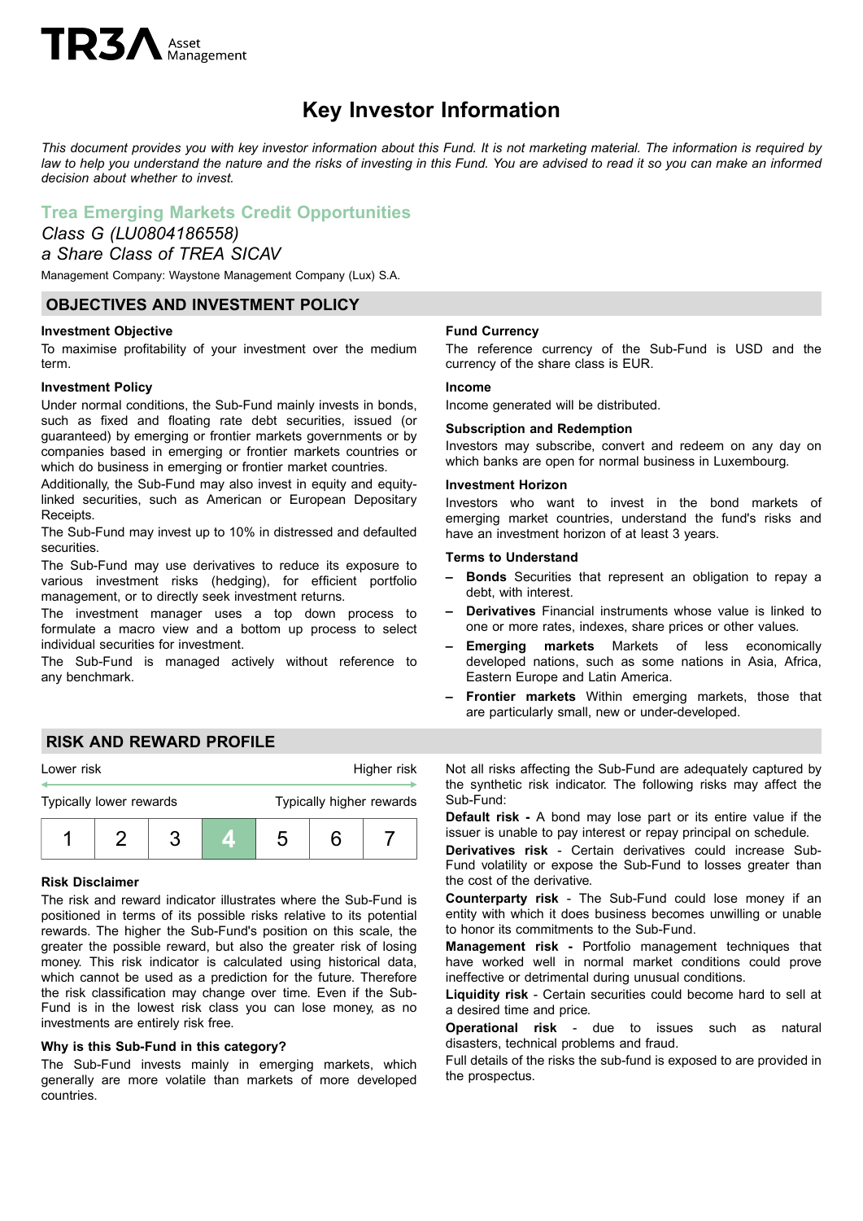TR3A Asset Management

# Key Investor Information

*This document provides you with key investor information about this Fund. It is not marketing material. The information is required by law to help you understand the nature and the risks of investing in this Fund. You are advised to read it so you can make an informed decision about whether to invest.*

## Trea Emerging Markets Credit Opportunities

*Class G (LU0804186558)*

*a Share Class of TREA SICAV*

Management Company: Waystone Management Company (Lux) S.A.

## OBJECTIVES AND INVESTMENT POLICY

**Investment Objective**

To maximise profitability of your investment over the medium term.

**Investment Policy**

Under normal conditions, the Sub-Fund mainly invests in bonds, such as fixed and floating rate debt securities, issued (or guaranteed) by emerging or frontier markets governments or by companies based in emerging or frontier markets countries or which do business in emerging or frontier market countries.

Additionally, the Sub-Fund may also invest in equity and equity-linked securities, such as American or European Depositary Receipts.

The Sub-Fund may invest up to 10% in distressed and defaulted securities.

The Sub-Fund may use derivatives to reduce its exposure to various investment risks (hedging), for efficient portfolio management, or to directly seek investment returns.

The investment manager uses a top down process to formulate a macro view and a bottom up process to select individual securities for investment.

The Sub-Fund is managed actively without reference to any benchmark.

**Fund Currency**

The reference currency of the Sub-Fund is USD and the currency of the share class is EUR.

**Income**

Income generated will be distributed.

**Subscription and Redemption**

Investors may subscribe, convert and redeem on any day on which banks are open for normal business in Luxembourg.

**Investment Horizon**

Investors who want to invest in the bond markets of emerging market countries, understand the fund's risks and have an investment horizon of at least 3 years.

**Terms to Understand**

- **Bonds** Securities that represent an obligation to repay a debt, with interest.
- **Derivatives** Financial instruments whose value is linked to one or more rates, indexes, share prices or other values.
- **Emerging markets** Markets of less economically developed nations, such as some nations in Asia, Africa, Eastern Europe and Latin America.
- **Frontier markets** Within emerging markets, those that are particularly small, new or under-developed.

## RISK AND REWARD PROFILE

Lower risk — Higher risk

Typically lower rewards — Typically higher rewards

| 1 | 2 | 3 | **4** | 5 | 6 | 7 |
|---|---|---|---|---|---|---|

**Risk Disclaimer**

The risk and reward indicator illustrates where the Sub-Fund is positioned in terms of its possible risks relative to its potential rewards. The higher the Sub-Fund's position on this scale, the greater the possible reward, but also the greater risk of losing money. This risk indicator is calculated using historical data, which cannot be used as a prediction for the future. Therefore the risk classification may change over time. Even if the Sub-Fund is in the lowest risk class you can lose money, as no investments are entirely risk free.

**Why is this Sub-Fund in this category?**

The Sub-Fund invests mainly in emerging markets, which generally are more volatile than markets of more developed countries.

Not all risks affecting the Sub-Fund are adequately captured by the synthetic risk indicator. The following risks may affect the Sub-Fund:

**Default risk -** A bond may lose part or its entire value if the issuer is unable to pay interest or repay principal on schedule.

**Derivatives risk** - Certain derivatives could increase Sub-Fund volatility or expose the Sub-Fund to losses greater than the cost of the derivative.

**Counterparty risk** - The Sub-Fund could lose money if an entity with which it does business becomes unwilling or unable to honor its commitments to the Sub-Fund.

**Management risk -** Portfolio management techniques that have worked well in normal market conditions could prove ineffective or detrimental during unusual conditions.

**Liquidity risk** - Certain securities could become hard to sell at a desired time and price.

**Operational risk** - due to issues such as natural disasters, technical problems and fraud.

Full details of the risks the sub-fund is exposed to are provided in the prospectus.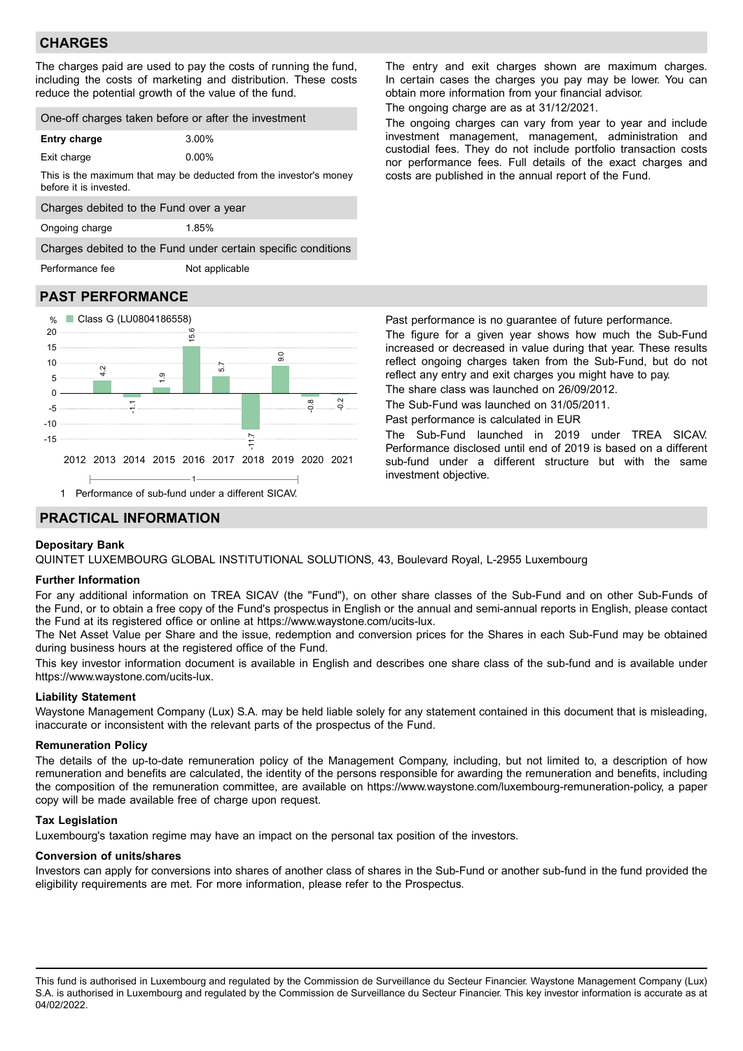## CHARGES

The charges paid are used to pay the costs of running the fund, including the costs of marketing and distribution. These costs reduce the potential growth of the value of the fund.

| One-off charges taken before or after the investment | |
|---|---|
| **Entry charge** | 3.00% |
| Exit charge | 0.00% |

This is the maximum that may be deducted from the investor's money before it is invested.

| Charges debited to the Fund over a year | |
|---|---|
| Ongoing charge | 1.85% |

| Charges debited to the Fund under certain specific conditions | |
|---|---|
| Performance fee | Not applicable |

The entry and exit charges shown are maximum charges. In certain cases the charges you pay may be lower. You can obtain more information from your financial advisor.

The ongoing charge are as at 31/12/2021.

The ongoing charges can vary from year to year and include investment management, management, administration and custodial fees. They do not include portfolio transaction costs nor performance fees. Full details of the exact charges and costs are published in the annual report of the Fund.

## PAST PERFORMANCE

%
Class G (LU0804186558)

20, 15, 10, 5, 0, -5, -10, -15

4.2, -1.1, 1.9, 15.6, 5.7, -11.7, 9.0, -0.8, -0.2

2012 2013 2014 2015 2016 2017 2018 2019 2020 2021

1 Performance of sub-fund under a different SICAV.

Past performance is no guarantee of future performance.

The figure for a given year shows how much the Sub-Fund increased or decreased in value during that year. These results reflect ongoing charges taken from the Sub-Fund, but do not reflect any entry and exit charges you might have to pay.

The share class was launched on 26/09/2012.

The Sub-Fund was launched on 31/05/2011.

Past performance is calculated in EUR

The Sub-Fund launched in 2019 under TREA SICAV. Performance disclosed until end of 2019 is based on a different sub-fund under a different structure but with the same investment objective.

## PRACTICAL INFORMATION

**Depositary Bank**

QUINTET LUXEMBOURG GLOBAL INSTITUTIONAL SOLUTIONS, 43, Boulevard Royal, L-2955 Luxembourg

**Further Information**

For any additional information on TREA SICAV (the "Fund"), on other share classes of the Sub-Fund and on other Sub-Funds of the Fund, or to obtain a free copy of the Fund's prospectus in English or the annual and semi-annual reports in English, please contact the Fund at its registered office or online at https://www.waystone.com/ucits-lux.

The Net Asset Value per Share and the issue, redemption and conversion prices for the Shares in each Sub-Fund may be obtained during business hours at the registered office of the Fund.

This key investor information document is available in English and describes one share class of the sub-fund and is available under https://www.waystone.com/ucits-lux.

**Liability Statement**

Waystone Management Company (Lux) S.A. may be held liable solely for any statement contained in this document that is misleading, inaccurate or inconsistent with the relevant parts of the prospectus of the Fund.

**Remuneration Policy**

The details of the up-to-date remuneration policy of the Management Company, including, but not limited to, a description of how remuneration and benefits are calculated, the identity of the persons responsible for awarding the remuneration and benefits, including the composition of the remuneration committee, are available on https://www.waystone.com/luxembourg-remuneration-policy, a paper copy will be made available free of charge upon request.

**Tax Legislation**

Luxembourg's taxation regime may have an impact on the personal tax position of the investors.

**Conversion of units/shares**

Investors can apply for conversions into shares of another class of shares in the Sub-Fund or another sub-fund in the fund provided the eligibility requirements are met. For more information, please refer to the Prospectus.

This fund is authorised in Luxembourg and regulated by the Commission de Surveillance du Secteur Financier. Waystone Management Company (Lux) S.A. is authorised in Luxembourg and regulated by the Commission de Surveillance du Secteur Financier. This key investor information is accurate as at 04/02/2022.